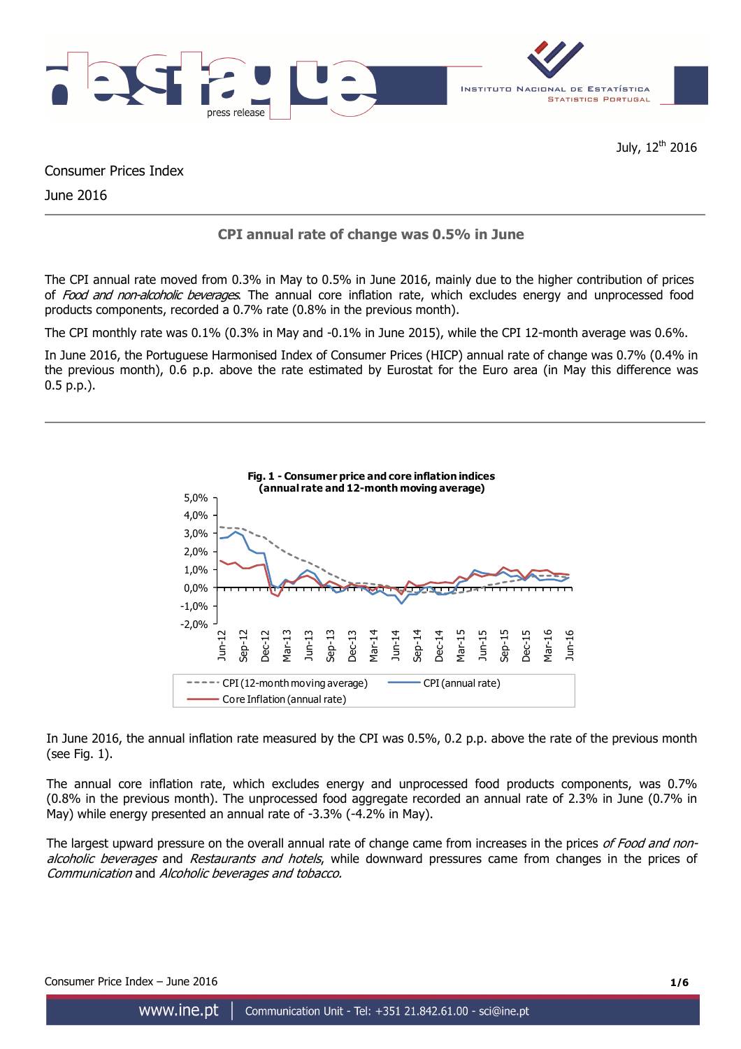July, 12th 2016

Consumer Prices Index

June 2016

## CPI annual rate of change was 0.5% in June

The CPI annual rate moved from 0.3% in May to 0.5% in June 2016, mainly due to the higher contribution of prices of *Food and non-alcoholic beverages*. The annual core inflation rate, which excludes energy and unprocessed food products components, recorded a 0.7% rate (0.8% in the previous month).

The CPI monthly rate was 0.1% (0.3% in May and -0.1% in June 2015), while the CPI 12-month average was 0.6%.

In June 2016, the Portuguese Harmonised Index of Consumer Prices (HICP) annual rate of change was 0.7% (0.4% in the previous month), 0.6 p.p. above the rate estimated by Eurostat for the Euro area (in May this difference was 0.5 p.p.).

**Fig. 1 - Consumer price and core inflation indices (annual rate and 12-month moving average)**

In June 2016, the annual inflation rate measured by the CPI was 0.5%, 0.2 p.p. above the rate of the previous month (see Fig. 1).

The annual core inflation rate, which excludes energy and unprocessed food products components, was 0.7% (0.8% in the previous month). The unprocessed food aggregate recorded an annual rate of 2.3% in June (0.7% in May) while energy presented an annual rate of -3.3% (-4.2% in May).

The largest upward pressure on the overall annual rate of change came from increases in the prices *of Food and non-alcoholic beverages* and *Restaurants and hotels*, while downward pressures came from changes in the prices of *Communication* and *Alcoholic beverages and tobacco.*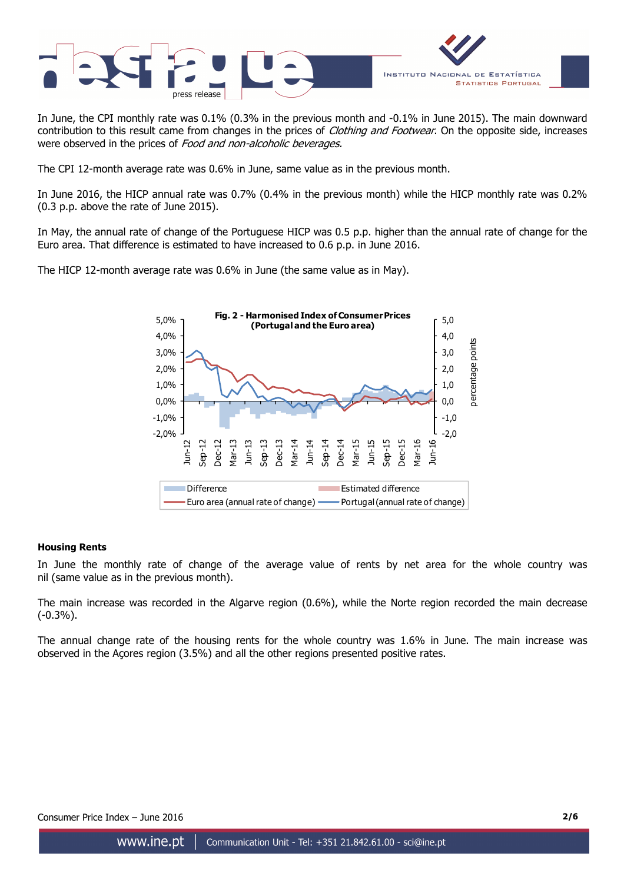In June, the CPI monthly rate was 0.1% (0.3% in the previous month and -0.1% in June 2015). The main downward contribution to this result came from changes in the prices of *Clothing and Footwear*. On the opposite side, increases were observed in the prices of *Food and non-alcoholic beverages.*

The CPI 12-month average rate was 0.6% in June, same value as in the previous month.

In June 2016, the HICP annual rate was 0.7% (0.4% in the previous month) while the HICP monthly rate was 0.2% (0.3 p.p. above the rate of June 2015).

In May, the annual rate of change of the Portuguese HICP was 0.5 p.p. higher than the annual rate of change for the Euro area. That difference is estimated to have increased to 0.6 p.p. in June 2016.

The HICP 12-month average rate was 0.6% in June (the same value as in May).

**Fig. 2 - Harmonised Index of Consumer Prices (Portugal and the Euro area)**

### Housing Rents

In June the monthly rate of change of the average value of rents by net area for the whole country was nil (same value as in the previous month).

The main increase was recorded in the Algarve region (0.6%), while the Norte region recorded the main decrease (-0.3%).

The annual change rate of the housing rents for the whole country was 1.6% in June. The main increase was observed in the Açores region (3.5%) and all the other regions presented positive rates.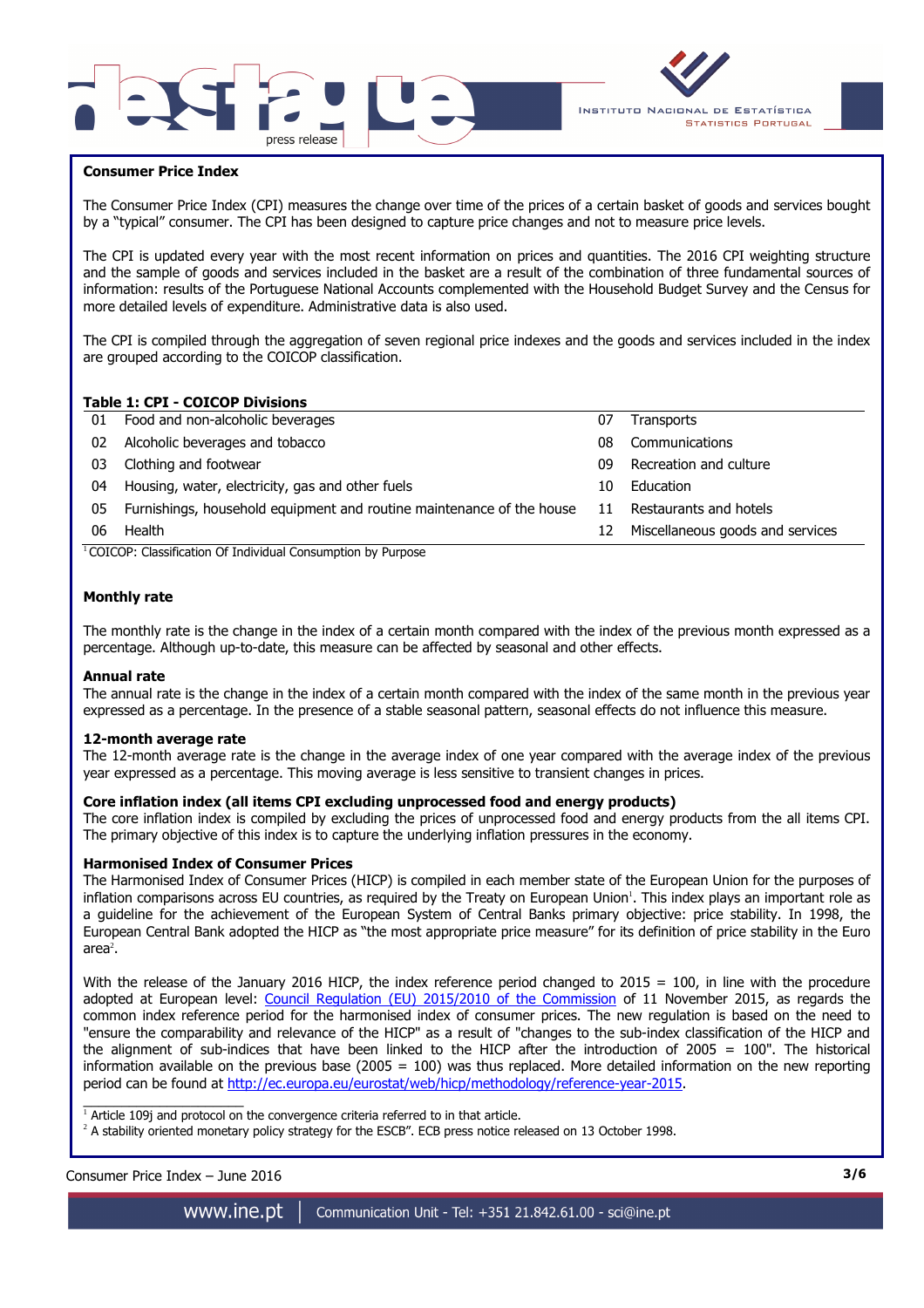## Consumer Price Index

The Consumer Price Index (CPI) measures the change over time of the prices of a certain basket of goods and services bought by a "typical" consumer. The CPI has been designed to capture price changes and not to measure price levels.

The CPI is updated every year with the most recent information on prices and quantities. The 2016 CPI weighting structure and the sample of goods and services included in the basket are a result of the combination of three fundamental sources of information: results of the Portuguese National Accounts complemented with the Household Budget Survey and the Census for more detailed levels of expenditure. Administrative data is also used.

The CPI is compiled through the aggregation of seven regional price indexes and the goods and services included in the index are grouped according to the COICOP classification.

**Table 1: CPI - COICOP Divisions**

| | | | |
|---|---|---|---|
| 01 | Food and non-alcoholic beverages | 07 | Transports |
| 02 | Alcoholic beverages and tobacco | 08 | Communications |
| 03 | Clothing and footwear | 09 | Recreation and culture |
| 04 | Housing, water, electricity, gas and other fuels | 10 | Education |
| 05 | Furnishings, household equipment and routine maintenance of the house | 11 | Restaurants and hotels |
| 06 | Health | 12 | Miscellaneous goods and services |

[1] COICOP: Classification Of Individual Consumption by Purpose

### Monthly rate

The monthly rate is the change in the index of a certain month compared with the index of the previous month expressed as a percentage. Although up-to-date, this measure can be affected by seasonal and other effects.

### Annual rate

The annual rate is the change in the index of a certain month compared with the index of the same month in the previous year expressed as a percentage. In the presence of a stable seasonal pattern, seasonal effects do not influence this measure.

### 12-month average rate

The 12-month average rate is the change in the average index of one year compared with the average index of the previous year expressed as a percentage. This moving average is less sensitive to transient changes in prices.

### Core inflation index (all items CPI excluding unprocessed food and energy products)

The core inflation index is compiled by excluding the prices of unprocessed food and energy products from the all items CPI. The primary objective of this index is to capture the underlying inflation pressures in the economy.

### Harmonised Index of Consumer Prices

The Harmonised Index of Consumer Prices (HICP) is compiled in each member state of the European Union for the purposes of inflation comparisons across EU countries, as required by the Treaty on European Union[1]. This index plays an important role as a guideline for the achievement of the European System of Central Banks primary objective: price stability. In 1998, the European Central Bank adopted the HICP as "the most appropriate price measure" for its definition of price stability in the Euro area[2].

With the release of the January 2016 HICP, the index reference period changed to 2015 = 100, in line with the procedure adopted at European level: Council Regulation (EU) 2015/2010 of the Commission of 11 November 2015, as regards the common index reference period for the harmonised index of consumer prices. The new regulation is based on the need to "ensure the comparability and relevance of the HICP" as a result of "changes to the sub-index classification of the HICP and the alignment of sub-indices that have been linked to the HICP after the introduction of 2005 = 100". The historical information available on the previous base (2005 = 100) was thus replaced. More detailed information on the new reporting period can be found at http://ec.europa.eu/eurostat/web/hicp/methodology/reference-year-2015.

---

[1] Article 109j and protocol on the convergence criteria referred to in that article.

[2] A stability oriented monetary policy strategy for the ESCB". ECB press notice released on 13 October 1998.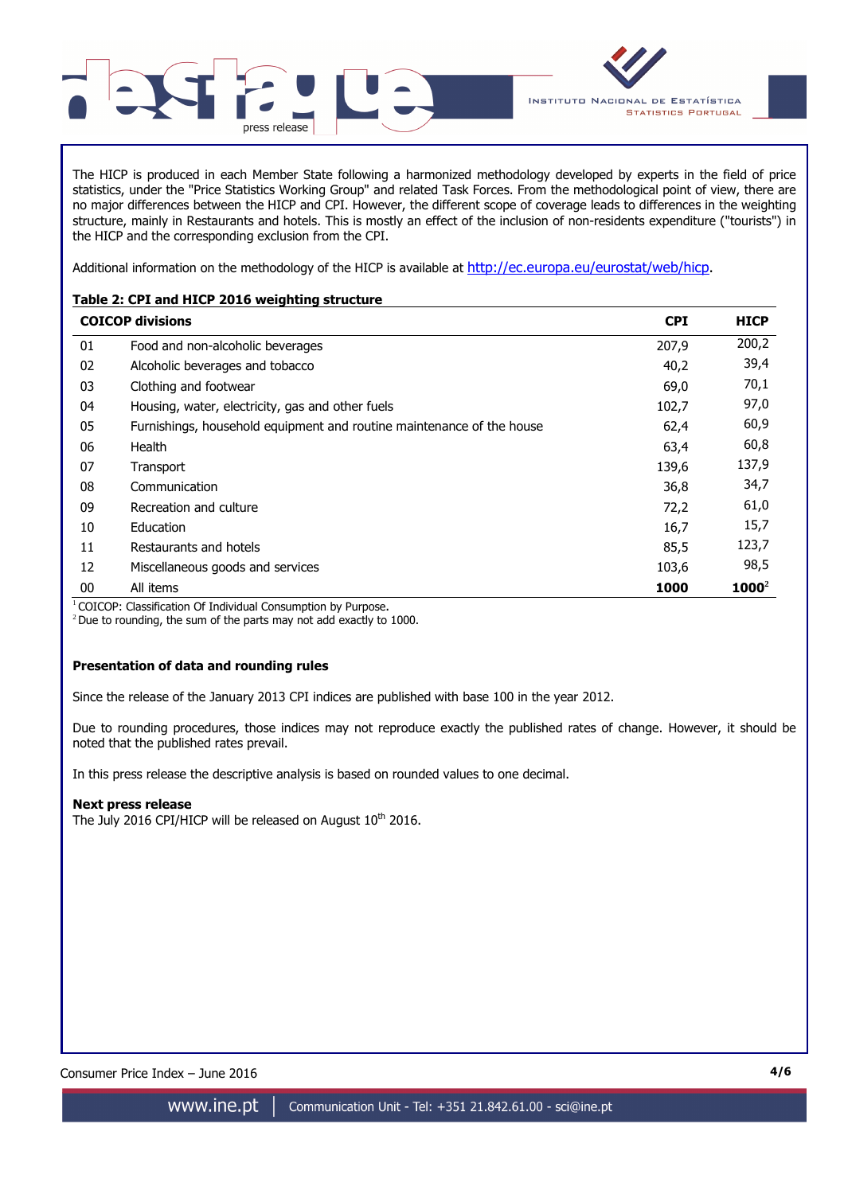The HICP is produced in each Member State following a harmonized methodology developed by experts in the field of price statistics, under the "Price Statistics Working Group" and related Task Forces. From the methodological point of view, there are no major differences between the HICP and CPI. However, the different scope of coverage leads to differences in the weighting structure, mainly in Restaurants and hotels. This is mostly an effect of the inclusion of non-residents expenditure ("tourists") in the HICP and the corresponding exclusion from the CPI.

Additional information on the methodology of the HICP is available at http://ec.europa.eu/eurostat/web/hicp.

**Table 2: CPI and HICP 2016 weighting structure**

| **COICOP divisions** | | **CPI** | **HICP** |
|---|---|---|---|
| 01 | Food and non-alcoholic beverages | 207,9 | 200,2 |
| 02 | Alcoholic beverages and tobacco | 40,2 | 39,4 |
| 03 | Clothing and footwear | 69,0 | 70,1 |
| 04 | Housing, water, electricity, gas and other fuels | 102,7 | 97,0 |
| 05 | Furnishings, household equipment and routine maintenance of the house | 62,4 | 60,9 |
| 06 | Health | 63,4 | 60,8 |
| 07 | Transport | 139,6 | 137,9 |
| 08 | Communication | 36,8 | 34,7 |
| 09 | Recreation and culture | 72,2 | 61,0 |
| 10 | Education | 16,7 | 15,7 |
| 11 | Restaurants and hotels | 85,5 | 123,7 |
| 12 | Miscellaneous goods and services | 103,6 | 98,5 |
| 00 | All items | **1000** | **1000**[2] |

[1] COICOP: Classification Of Individual Consumption by Purpose.
[2] Due to rounding, the sum of the parts may not add exactly to 1000.

**Presentation of data and rounding rules**

Since the release of the January 2013 CPI indices are published with base 100 in the year 2012.

Due to rounding procedures, those indices may not reproduce exactly the published rates of change. However, it should be noted that the published rates prevail.

In this press release the descriptive analysis is based on rounded values to one decimal.

**Next press release**

The July 2016 CPI/HICP will be released on August 10th 2016.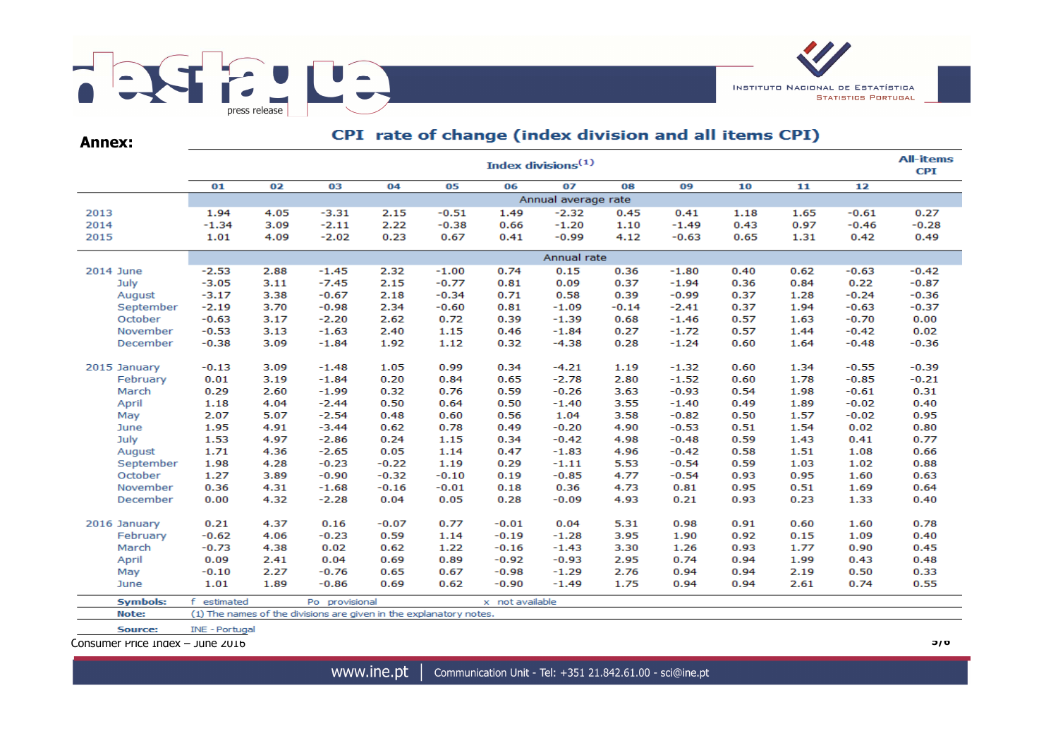**Annex:**

## CPI rate of change (index division and all items CPI)

| | Index divisions[1] | | | | | | | | | | | | All-items CPI |
|---|---|---|---|---|---|---|---|---|---|---|---|---|---|
| | 01 | 02 | 03 | 04 | 05 | 06 | 07 | 08 | 09 | 10 | 11 | 12 | |
| | Annual average rate | | | | | | | | | | | | |
| 2013 | 1.94 | 4.05 | -3.31 | 2.15 | -0.51 | 1.49 | -2.32 | 0.45 | 0.41 | 1.18 | 1.65 | -0.61 | 0.27 |
| 2014 | -1.34 | 3.09 | -2.11 | 2.22 | -0.38 | 0.66 | -1.20 | 1.10 | -1.49 | 0.43 | 0.97 | -0.46 | -0.28 |
| 2015 | 1.01 | 4.09 | -2.02 | 0.23 | 0.67 | 0.41 | -0.99 | 4.12 | -0.63 | 0.65 | 1.31 | 0.42 | 0.49 |
| | Annual rate | | | | | | | | | | | | |
| 2014 June | -2.53 | 2.88 | -1.45 | 2.32 | -1.00 | 0.74 | 0.15 | 0.36 | -1.80 | 0.40 | 0.62 | -0.63 | -0.42 |
| July | -3.05 | 3.11 | -7.45 | 2.15 | -0.77 | 0.81 | 0.09 | 0.37 | -1.94 | 0.36 | 0.84 | 0.22 | -0.87 |
| August | -3.17 | 3.38 | -0.67 | 2.18 | -0.34 | 0.71 | 0.58 | 0.39 | -0.99 | 0.37 | 1.28 | -0.24 | -0.36 |
| September | -2.19 | 3.70 | -0.98 | 2.34 | -0.60 | 0.81 | -1.09 | -0.14 | -2.41 | 0.37 | 1.94 | -0.63 | -0.37 |
| October | -0.63 | 3.17 | -2.20 | 2.62 | 0.72 | 0.39 | -1.39 | 0.68 | -1.46 | 0.57 | 1.63 | -0.70 | 0.00 |
| November | -0.53 | 3.13 | -1.63 | 2.40 | 1.15 | 0.46 | -1.84 | 0.27 | -1.72 | 0.57 | 1.44 | -0.42 | 0.02 |
| December | -0.38 | 3.09 | -1.84 | 1.92 | 1.12 | 0.32 | -4.38 | 0.28 | -1.24 | 0.60 | 1.64 | -0.48 | -0.36 |
| 2015 January | -0.13 | 3.09 | -1.48 | 1.05 | 0.99 | 0.34 | -4.21 | 1.19 | -1.32 | 0.60 | 1.34 | -0.55 | -0.39 |
| February | 0.01 | 3.19 | -1.84 | 0.20 | 0.84 | 0.65 | -2.78 | 2.80 | -1.52 | 0.60 | 1.78 | -0.85 | -0.21 |
| March | 0.29 | 2.60 | -1.99 | 0.32 | 0.76 | 0.59 | -0.26 | 3.63 | -0.93 | 0.54 | 1.98 | -0.61 | 0.31 |
| April | 1.18 | 4.04 | -2.44 | 0.50 | 0.64 | 0.50 | -1.40 | 3.55 | -1.40 | 0.49 | 1.89 | -0.02 | 0.40 |
| May | 2.07 | 5.07 | -2.54 | 0.48 | 0.60 | 0.56 | 1.04 | 3.58 | -0.82 | 0.50 | 1.57 | -0.02 | 0.95 |
| June | 1.95 | 4.91 | -3.44 | 0.62 | 0.78 | 0.49 | -0.20 | 4.90 | -0.53 | 0.51 | 1.54 | 0.02 | 0.80 |
| July | 1.53 | 4.97 | -2.86 | 0.24 | 1.15 | 0.34 | -0.42 | 4.98 | -0.48 | 0.59 | 1.43 | 0.41 | 0.77 |
| August | 1.71 | 4.36 | -2.65 | 0.05 | 1.14 | 0.47 | -1.83 | 4.96 | -0.42 | 0.58 | 1.51 | 1.08 | 0.66 |
| September | 1.98 | 4.28 | -0.23 | -0.22 | 1.19 | 0.29 | -1.11 | 5.53 | -0.54 | 0.59 | 1.03 | 1.02 | 0.88 |
| October | 1.27 | 3.89 | -0.90 | -0.32 | -0.10 | 0.19 | -0.85 | 4.77 | -0.54 | 0.93 | 0.95 | 1.60 | 0.63 |
| November | 0.36 | 4.31 | -1.68 | -0.16 | -0.01 | 0.18 | 0.36 | 4.73 | 0.81 | 0.95 | 0.51 | 1.69 | 0.64 |
| December | 0.00 | 4.32 | -2.28 | 0.04 | 0.05 | 0.28 | -0.09 | 4.93 | 0.21 | 0.93 | 0.23 | 1.33 | 0.40 |
| 2016 January | 0.21 | 4.37 | 0.16 | -0.07 | 0.77 | -0.01 | 0.04 | 5.31 | 0.98 | 0.91 | 0.60 | 1.60 | 0.78 |
| February | -0.62 | 4.06 | -0.23 | 0.59 | 1.14 | -0.19 | -1.28 | 3.95 | 1.90 | 0.92 | 0.15 | 1.09 | 0.40 |
| March | -0.73 | 4.38 | 0.02 | 0.62 | 1.22 | -0.16 | -1.43 | 3.30 | 1.26 | 0.93 | 1.77 | 0.90 | 0.45 |
| April | 0.09 | 2.41 | 0.04 | 0.69 | 0.89 | -0.92 | -0.93 | 2.95 | 0.74 | 0.94 | 1.99 | 0.43 | 0.48 |
| May | -0.10 | 2.27 | -0.76 | 0.65 | 0.67 | -0.98 | -1.29 | 2.76 | 0.94 | 0.94 | 2.19 | 0.50 | 0.33 |
| June | 1.01 | 1.89 | -0.86 | 0.69 | 0.62 | -0.90 | -1.49 | 1.75 | 0.94 | 0.94 | 2.61 | 0.74 | 0.55 |

**Symbols:** f estimated Po provisional x not available

**Note:** (1) The names of the divisions are given in the explanatory notes.

**Source:** INE - Portugal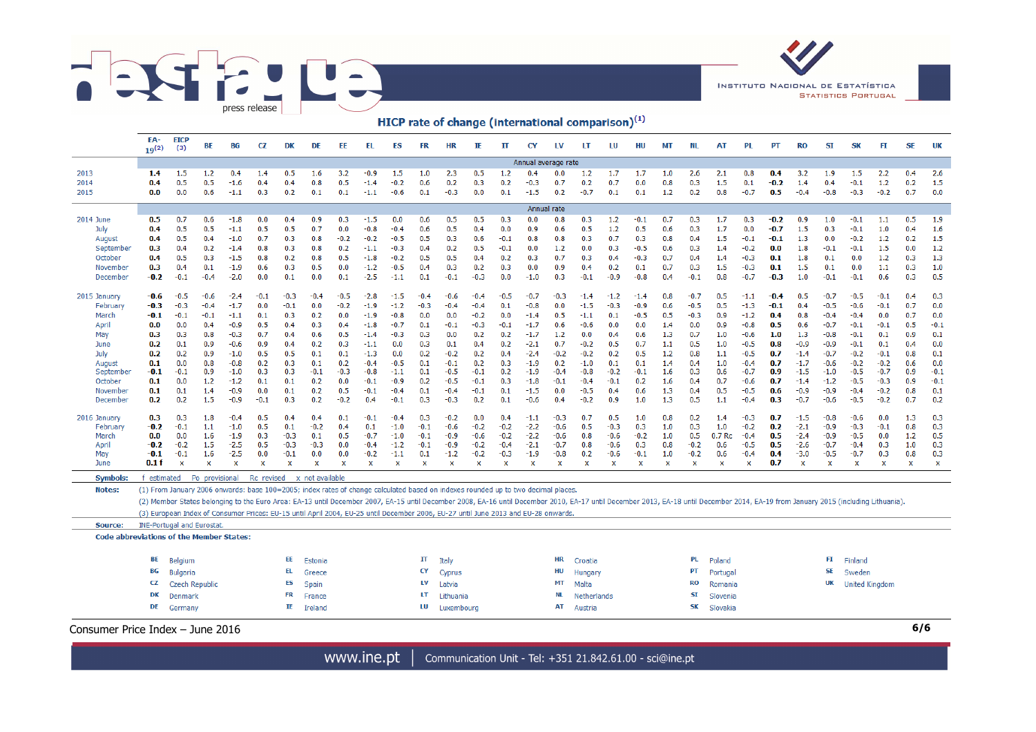## HICP rate of change (international comparison)[(1)]

| | EA-19[(2)] | EICP (3) | BE | BG | CZ | DK | DE | EE | EL | ES | FR | HR | IE | IT | CY | LV | LT | LU | HU | MT | NL | AT | PL | PT | RO | SI | SK | FI | SE | UK |
|---|---|---|---|---|---|---|---|---|---|---|---|---|---|---|---|---|---|---|---|---|---|---|---|---|---|---|---|---|---|---|
| | Annual average rate | | | | | | | | | | | | | | | | | | | | | | | | | | | | | |
| 2013 | **1.4** | 1.5 | 1.2 | 0.4 | 1.4 | 0.5 | 1.6 | 3.2 | -0.9 | 1.5 | 1.0 | 2.3 | 0.5 | 1.2 | 0.4 | 0.0 | 1.2 | 1.7 | 1.7 | 1.0 | 2.6 | 2.1 | 0.8 | **0.4** | 3.2 | 1.9 | 1.5 | 2.2 | 0.4 | 2.6 |
| 2014 | **0.4** | 0.5 | 0.5 | -1.6 | 0.4 | 0.4 | 0.8 | 0.5 | -1.4 | -0.2 | 0.6 | 0.2 | 0.3 | 0.2 | -0.3 | 0.7 | 0.2 | 0.7 | 0.0 | 0.8 | 0.3 | 1.5 | 0.1 | **-0.2** | 1.4 | 0.4 | -0.1 | 1.2 | 0.2 | 1.5 |
| 2015 | **0.0** | 0.0 | 0.6 | -1.1 | 0.3 | 0.2 | 0.1 | 0.1 | -1.1 | -0.6 | 0.1 | -0.3 | 0.0 | 0.1 | -1.5 | 0.2 | -0.7 | 0.1 | 0.1 | 1.2 | 0.2 | 0.8 | -0.7 | **0.5** | -0.4 | -0.8 | -0.3 | -0.2 | 0.7 | 0.0 |
| | Annual rate | | | | | | | | | | | | | | | | | | | | | | | | | | | | | |
| 2014 June | **0.5** | 0.7 | 0.6 | -1.8 | 0.0 | 0.4 | 0.9 | 0.3 | -1.5 | 0.0 | 0.6 | 0.5 | 0.5 | 0.3 | 0.0 | 0.8 | 0.3 | 1.2 | -0.1 | 0.7 | 0.3 | 1.7 | 0.3 | **-0.2** | 0.9 | 1.0 | -0.1 | 1.1 | 0.5 | 1.9 |
| July | **0.4** | 0.5 | 0.5 | -1.1 | 0.5 | 0.5 | 0.7 | 0.0 | -0.8 | -0.4 | 0.6 | 0.5 | 0.4 | 0.0 | 0.9 | 0.6 | 0.5 | 1.2 | 0.5 | 0.6 | 0.3 | 1.7 | 0.0 | **-0.7** | 1.5 | 0.3 | -0.1 | 1.0 | 0.4 | 1.6 |
| August | **0.4** | 0.5 | 0.4 | -1.0 | 0.7 | 0.3 | 0.8 | -0.2 | -0.2 | -0.5 | 0.5 | 0.3 | 0.6 | -0.1 | 0.8 | 0.8 | 0.3 | 0.7 | 0.3 | 0.8 | 0.4 | 1.4 | -0.1 | **-0.1** | 1.3 | 0.0 | -0.2 | 1.2 | 0.2 | 1.5 |
| September | **0.3** | 0.4 | 0.2 | -1.4 | 0.8 | 0.3 | 0.8 | 0.2 | -1.1 | -0.3 | 0.4 | 0.2 | 0.5 | -0.1 | 0.0 | 1.2 | 0.0 | 0.3 | -0.5 | 0.6 | 0.3 | 1.4 | -0.2 | **0.0** | 1.8 | -0.1 | -0.1 | 1.5 | 0.0 | 1.2 |
| October | **0.4** | 0.5 | 0.3 | -1.5 | 0.8 | 0.2 | 0.8 | 0.5 | -1.8 | -0.2 | 0.5 | 0.5 | 0.4 | 0.2 | 0.3 | 0.7 | 0.3 | 0.4 | -0.3 | 0.7 | 0.4 | 1.4 | -0.3 | **0.1** | 1.8 | 0.1 | 0.0 | 1.2 | 0.3 | 1.3 |
| November | **0.3** | 0.4 | 0.1 | -1.9 | 0.6 | 0.3 | 0.5 | 0.0 | -1.2 | -0.5 | 0.4 | 0.3 | 0.2 | 0.3 | 0.0 | 0.9 | 0.4 | 0.2 | 0.1 | 0.7 | 0.3 | 1.5 | -0.3 | **0.1** | 1.5 | 0.1 | 0.0 | 1.1 | 0.3 | 1.0 |
| December | **-0.2** | -0.1 | -0.4 | -2.0 | 0.0 | 0.1 | 0.0 | 0.1 | -2.5 | -1.1 | 0.1 | -0.1 | -0.3 | 0.0 | -1.0 | 0.3 | -0.1 | -0.9 | -0.8 | 0.4 | -0.1 | 0.8 | -0.7 | **-0.3** | 1.0 | -0.1 | -0.1 | 0.6 | 0.3 | 0.5 |
| 2015 January | **-0.6** | -0.5 | -0.6 | -2.4 | -0.1 | -0.3 | -0.4 | -0.5 | -2.8 | -1.5 | -0.4 | -0.6 | -0.4 | -0.5 | -0.7 | -0.3 | -1.4 | -1.2 | -1.4 | 0.8 | -0.7 | 0.5 | -1.1 | **-0.4** | 0.5 | -0.7 | -0.5 | -0.1 | 0.4 | 0.3 |
| February | **-0.3** | -0.3 | -0.4 | -1.7 | 0.0 | -0.1 | 0.0 | -0.2 | -1.9 | -1.2 | -0.3 | -0.4 | -0.4 | 0.1 | -0.8 | 0.0 | -1.5 | -0.3 | -0.9 | 0.6 | -0.5 | 0.5 | -1.3 | **-0.1** | 0.4 | -0.5 | -0.6 | -0.1 | 0.7 | 0.0 |
| March | **-0.1** | -0.1 | -0.1 | -1.1 | 0.1 | 0.3 | 0.2 | 0.0 | -1.9 | -0.8 | 0.0 | 0.0 | -0.2 | 0.0 | -1.4 | 0.5 | -1.1 | 0.1 | -0.5 | 0.5 | -0.3 | 0.9 | -1.2 | **0.4** | 0.8 | -0.4 | -0.4 | 0.0 | 0.7 | 0.0 |
| April | **0.0** | 0.0 | 0.4 | -0.9 | 0.5 | 0.4 | 0.3 | 0.4 | -1.8 | -0.7 | 0.1 | -0.1 | -0.3 | -0.1 | -1.7 | 0.6 | -0.6 | 0.0 | 0.0 | 1.4 | 0.0 | 0.9 | -0.8 | **0.5** | 0.6 | -0.7 | -0.1 | -0.1 | 0.5 | -0.1 |
| May | **0.3** | 0.3 | 0.8 | -0.3 | 0.7 | 0.4 | 0.6 | 0.5 | -1.4 | -0.3 | 0.3 | 0.0 | 0.2 | 0.2 | -1.7 | 1.2 | 0.0 | 0.4 | 0.6 | 1.3 | 0.7 | 1.0 | -0.6 | **1.0** | 1.3 | -0.8 | -0.1 | 0.1 | 0.9 | 0.1 |
| June | **0.2** | 0.1 | 0.9 | -0.6 | 0.9 | 0.4 | 0.2 | 0.3 | -1.1 | 0.0 | 0.3 | 0.1 | 0.4 | 0.2 | -2.1 | 0.7 | -0.2 | 0.5 | 0.7 | 1.1 | 0.5 | 1.0 | -0.5 | **0.8** | -0.9 | -0.9 | -0.1 | 0.1 | 0.4 | 0.0 |
| July | **0.2** | 0.2 | 0.9 | -1.0 | 0.5 | 0.5 | 0.1 | 0.1 | -1.3 | 0.0 | 0.2 | -0.2 | 0.2 | 0.4 | -2.4 | -0.2 | -0.2 | 0.2 | 0.5 | 1.2 | 0.8 | 1.1 | -0.5 | **0.7** | -1.4 | -0.7 | -0.2 | -0.1 | 0.8 | 0.1 |
| August | **0.1** | 0.0 | 0.8 | -0.8 | 0.2 | 0.3 | 0.1 | 0.2 | -0.4 | -0.5 | 0.1 | -0.1 | 0.2 | 0.3 | -1.9 | 0.2 | -1.0 | 0.1 | 0.1 | 1.4 | 0.4 | 1.0 | -0.4 | **0.7** | -1.7 | -0.6 | -0.2 | -0.2 | 0.6 | 0.0 |
| September | **-0.1** | -0.1 | 0.9 | -1.0 | 0.3 | 0.3 | -0.1 | -0.3 | -0.8 | -1.1 | 0.1 | -0.5 | -0.1 | 0.2 | -1.9 | -0.4 | -0.8 | -0.2 | -0.1 | 1.6 | 0.3 | 0.6 | -0.7 | **0.9** | -1.5 | -1.0 | -0.5 | -0.7 | 0.9 | -0.1 |
| October | **0.1** | 0.0 | 1.2 | -1.2 | 0.1 | 0.1 | 0.2 | 0.0 | -0.1 | -0.9 | 0.2 | -0.5 | -0.1 | 0.3 | -1.8 | -0.1 | -0.4 | -0.1 | 0.2 | 1.6 | 0.4 | 0.7 | -0.6 | **0.7** | -1.4 | -1.2 | -0.5 | -0.3 | 0.9 | -0.1 |
| November | **0.1** | 0.1 | 1.4 | -0.9 | 0.0 | 0.1 | 0.2 | 0.5 | -0.1 | -0.4 | 0.1 | -0.4 | -0.1 | 0.1 | -1.5 | 0.0 | -0.5 | 0.4 | 0.6 | 1.3 | 0.4 | 0.5 | -0.5 | **0.6** | -0.9 | -0.9 | -0.4 | -0.2 | 0.8 | 0.1 |
| December | **0.2** | 0.2 | 1.5 | -0.9 | -0.1 | 0.3 | 0.2 | -0.2 | 0.4 | -0.1 | 0.3 | -0.3 | 0.2 | 0.1 | -0.6 | 0.4 | -0.2 | 0.9 | 1.0 | 1.3 | 0.5 | 1.1 | -0.4 | **0.3** | -0.7 | -0.6 | -0.5 | -0.2 | 0.7 | 0.2 |
| 2016 January | **0.3** | 0.3 | 1.8 | -0.4 | 0.5 | 0.4 | 0.4 | 0.1 | -0.1 | -0.4 | 0.3 | -0.2 | 0.0 | 0.4 | -1.1 | -0.3 | 0.7 | 0.5 | 1.0 | 0.8 | 0.2 | 1.4 | -0.3 | **0.7** | -1.5 | -0.8 | -0.6 | 0.0 | 1.3 | 0.3 |
| February | **-0.2** | -0.1 | 1.1 | -1.0 | 0.5 | 0.1 | -0.2 | 0.4 | 0.1 | -1.0 | -0.1 | -0.6 | -0.2 | -0.2 | -2.2 | -0.6 | 0.5 | -0.3 | 0.3 | 1.0 | 0.3 | 1.0 | -0.2 | **0.2** | -2.1 | -0.9 | -0.3 | -0.1 | 0.8 | 0.3 |
| March | **0.0** | 0.0 | 1.6 | -1.9 | 0.3 | -0.3 | 0.1 | 0.5 | -0.7 | -1.0 | -0.1 | -0.9 | -0.6 | -0.2 | -2.2 | -0.6 | 0.8 | -0.6 | -0.2 | 1.0 | 0.5 | 0.7 Rc | -0.4 | **0.5** | -2.4 | -0.9 | -0.5 | 0.0 | 1.2 | 0.5 |
| April | **-0.2** | -0.2 | 1.5 | -2.5 | 0.5 | -0.3 | -0.3 | 0.0 | -0.4 | -1.2 | -0.1 | -0.9 | -0.2 | -0.4 | -2.1 | -0.7 | 0.8 | -0.6 | 0.3 | 0.8 | -0.2 | 0.6 | -0.5 | **0.5** | -2.6 | -0.7 | -0.4 | 0.3 | 1.0 | 0.3 |
| May | **-0.1** | -0.1 | 1.6 | -2.5 | 0.0 | -0.1 | 0.0 | 0.0 | -0.2 | -1.1 | 0.1 | -1.2 | -0.2 | -0.3 | -1.9 | -0.8 | 0.2 | -0.6 | -0.1 | 1.0 | -0.2 | 0.6 | -0.4 | **0.4** | -3.0 | -0.5 | -0.7 | 0.3 | 0.8 | 0.3 |
| June | **0.1 f** | x | x | x | x | x | x | x | x | x | x | x | x | x | x | x | x | x | x | x | x | x | x | **0.7** | x | x | x | x | x | x |

**Symbols:** f estimated  Po provisional  Rc revised  x not available

**Notes:**
(1) From January 2006 onwards: base 100=2005; index rates of change calculated based on indexes rounded up to two decimal places.
(2) Member States belonging to the Euro Area: EA-13 until December 2007, EA-15 until December 2008, EA-16 until December 2010, EA-17 until December 2013, EA-18 until December 2014, EA-19 from January 2015 (including Lithuania).
(3) European Index of Consumer Prices: EU-15 until April 2004, EU-25 until December 2006, EU-27 until June 2013 and EU-28 onwards.

**Source:** INE-Portugal and Eurostat.

**Code abbreviations of the Member States:**

| | | | | | | | | | | | |
|---|---|---|---|---|---|---|---|---|---|---|---|
| BE | Belgium | EE | Estonia | IT | Italy | HR | Croatia | PL | Poland | FI | Finland |
| BG | Bulgaria | EL | Greece | CY | Cyprus | HU | Hungary | PT | Portugal | SE | Sweden |
| CZ | Czech Republic | ES | Spain | LV | Latvia | MT | Malta | RO | Romania | UK | United Kingdom |
| DK | Denmark | FR | France | LT | Lithuania | NL | Netherlands | SI | Slovenia | | |
| DE | Germany | IE | Ireland | LU | Luxembourg | AT | Austria | SK | Slovakia | | |